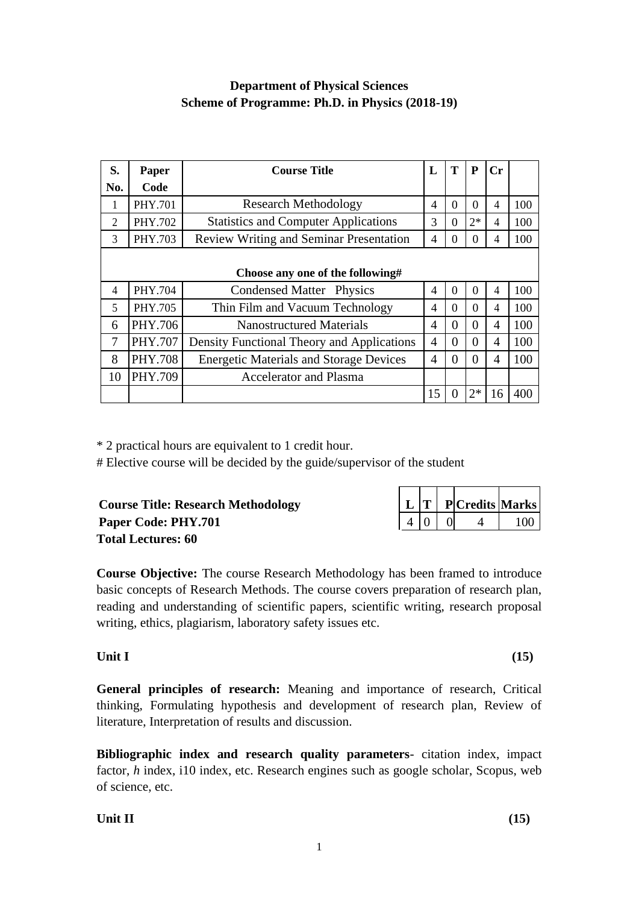**Department of Physical Sciences**
**Scheme of Programme: Ph.D. in Physics (2018-19)**

| S. No. | Paper Code | Course Title | L | T | P | Cr | |
|---|---|---|---|---|---|---|---|
| 1 | PHY.701 | Research Methodology | 4 | 0 | 0 | 4 | 100 |
| 2 | PHY.702 | Statistics and Computer Applications | 3 | 0 | 2* | 4 | 100 |
| 3 | PHY.703 | Review Writing and Seminar Presentation | 4 | 0 | 0 | 4 | 100 |
| | | **Choose any one of the following#** | | | | | |
| 4 | PHY.704 | Condensed Matter Physics | 4 | 0 | 0 | 4 | 100 |
| 5 | PHY.705 | Thin Film and Vacuum Technology | 4 | 0 | 0 | 4 | 100 |
| 6 | PHY.706 | Nanostructured Materials | 4 | 0 | 0 | 4 | 100 |
| 7 | PHY.707 | Density Functional Theory and Applications | 4 | 0 | 0 | 4 | 100 |
| 8 | PHY.708 | Energetic Materials and Storage Devices | 4 | 0 | 0 | 4 | 100 |
| 10 | PHY.709 | Accelerator and Plasma | | | | | |
| | | | 15 | 0 | 2* | 16 | 400 |

\* 2 practical hours are equivalent to 1 credit hour.

# Elective course will be decided by the guide/supervisor of the student

**Course Title: Research Methodology**
**Paper Code: PHY.701**
**Total Lectures: 60**

| L | T | P | Credits | Marks |
|---|---|---|---|---|
| 4 | 0 | 0 | 4 | 100 |

**Course Objective:** The course Research Methodology has been framed to introduce basic concepts of Research Methods. The course covers preparation of research plan, reading and understanding of scientific papers, scientific writing, research proposal writing, ethics, plagiarism, laboratory safety issues etc.

**Unit I (15)**

**General principles of research:** Meaning and importance of research, Critical thinking, Formulating hypothesis and development of research plan, Review of literature, Interpretation of results and discussion.

**Bibliographic index and research quality parameters**- citation index, impact factor, *h* index, i10 index, etc. Research engines such as google scholar, Scopus, web of science, etc.

**Unit II (15)**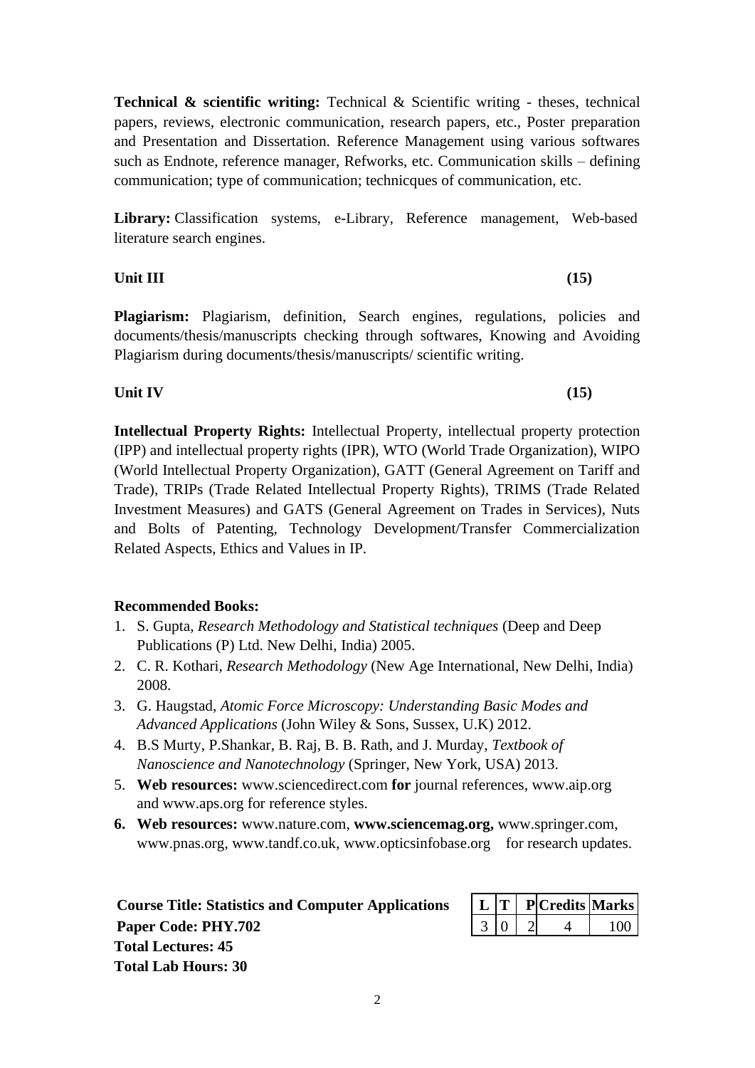**Technical & scientific writing:** Technical & Scientific writing - theses, technical papers, reviews, electronic communication, research papers, etc., Poster preparation and Presentation and Dissertation. Reference Management using various softwares such as Endnote, reference manager, Refworks, etc. Communication skills – defining communication; type of communication; technicques of communication, etc.

**Library:** Classification systems, e-Library, Reference management, Web-based literature search engines.

**Unit III** **(15)**

**Plagiarism:** Plagiarism, definition, Search engines, regulations, policies and documents/thesis/manuscripts checking through softwares, Knowing and Avoiding Plagiarism during documents/thesis/manuscripts/ scientific writing.

**Unit IV** **(15)**

**Intellectual Property Rights:** Intellectual Property, intellectual property protection (IPP) and intellectual property rights (IPR), WTO (World Trade Organization), WIPO (World Intellectual Property Organization), GATT (General Agreement on Tariff and Trade), TRIPs (Trade Related Intellectual Property Rights), TRIMS (Trade Related Investment Measures) and GATS (General Agreement on Trades in Services), Nuts and Bolts of Patenting, Technology Development/Transfer Commercialization Related Aspects, Ethics and Values in IP.

**Recommended Books:**

1. S. Gupta, *Research Methodology and Statistical techniques* (Deep and Deep Publications (P) Ltd. New Delhi, India) 2005.
2. C. R. Kothari, *Research Methodology* (New Age International, New Delhi, India) 2008.
3. G. Haugstad, *Atomic Force Microscopy: Understanding Basic Modes and Advanced Applications* (John Wiley & Sons, Sussex, U.K) 2012.
4. B.S Murty, P.Shankar, B. Raj, B. B. Rath, and J. Murday, *Textbook of Nanoscience and Nanotechnology* (Springer, New York, USA) 2013.
5. **Web resources:** www.sciencedirect.com **for** journal references, www.aip.org and www.aps.org for reference styles.
6. **Web resources:** www.nature.com, **www.sciencemag.org,** www.springer.com, www.pnas.org, www.tandf.co.uk, www.opticsinfobase.org for research updates.

**Course Title: Statistics and Computer Applications**
**Paper Code: PHY.702**
**Total Lectures: 45**
**Total Lab Hours: 30**

| L | T | P | Credits | Marks |
|---|---|---|---|---|
| 3 | 0 | 2 | 4 | 100 |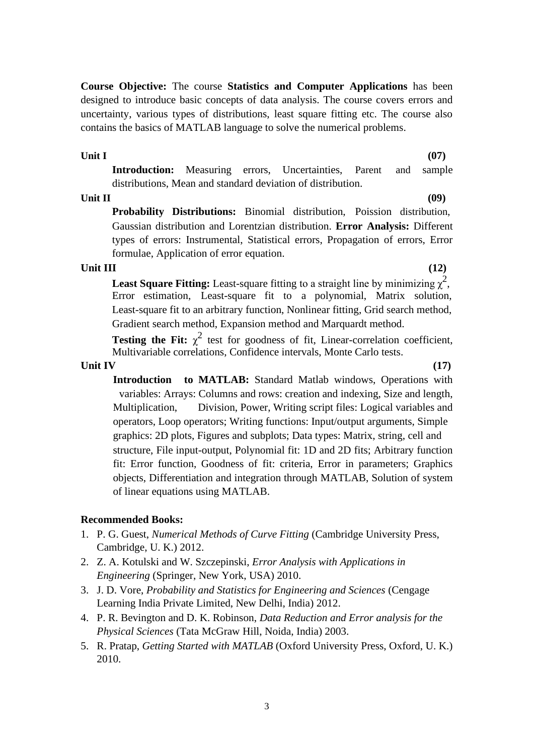**Course Objective:** The course **Statistics and Computer Applications** has been designed to introduce basic concepts of data analysis. The course covers errors and uncertainty, various types of distributions, least square fitting etc. The course also contains the basics of MATLAB language to solve the numerical problems.

**Unit I** **(07)**

**Introduction:** Measuring errors, Uncertainties, Parent and sample distributions, Mean and standard deviation of distribution.

**Unit II** **(09)**

**Probability Distributions:** Binomial distribution, Poission distribution, Gaussian distribution and Lorentzian distribution. **Error Analysis:** Different types of errors: Instrumental, Statistical errors, Propagation of errors, Error formulae, Application of error equation.

**Unit III** **(12)**

**Least Square Fitting:** Least-square fitting to a straight line by minimizing $\chi^2$, Error estimation, Least-square fit to a polynomial, Matrix solution, Least-square fit to an arbitrary function, Nonlinear fitting, Grid search method, Gradient search method, Expansion method and Marquardt method.

**Testing the Fit:** $\chi^2$ test for goodness of fit, Linear-correlation coefficient, Multivariable correlations, Confidence intervals, Monte Carlo tests.

**Unit IV** **(17)**

**Introduction to MATLAB:** Standard Matlab windows, Operations with variables: Arrays: Columns and rows: creation and indexing, Size and length, Multiplication, Division, Power, Writing script files: Logical variables and operators, Loop operators; Writing functions: Input/output arguments, Simple graphics: 2D plots, Figures and subplots; Data types: Matrix, string, cell and structure, File input-output, Polynomial fit: 1D and 2D fits; Arbitrary function fit: Error function, Goodness of fit: criteria, Error in parameters; Graphics objects, Differentiation and integration through MATLAB, Solution of system of linear equations using MATLAB.

**Recommended Books:**

1. P. G. Guest, *Numerical Methods of Curve Fitting* (Cambridge University Press, Cambridge, U. K.) 2012.
2. Z. A. Kotulski and W. Szczepinski, *Error Analysis with Applications in Engineering* (Springer, New York, USA) 2010.
3. J. D. Vore, *Probability and Statistics for Engineering and Sciences* (Cengage Learning India Private Limited, New Delhi, India) 2012.
4. P. R. Bevington and D. K. Robinson, *Data Reduction and Error analysis for the Physical Sciences* (Tata McGraw Hill, Noida, India) 2003.
5. R. Pratap, *Getting Started with MATLAB* (Oxford University Press, Oxford, U. K.) 2010.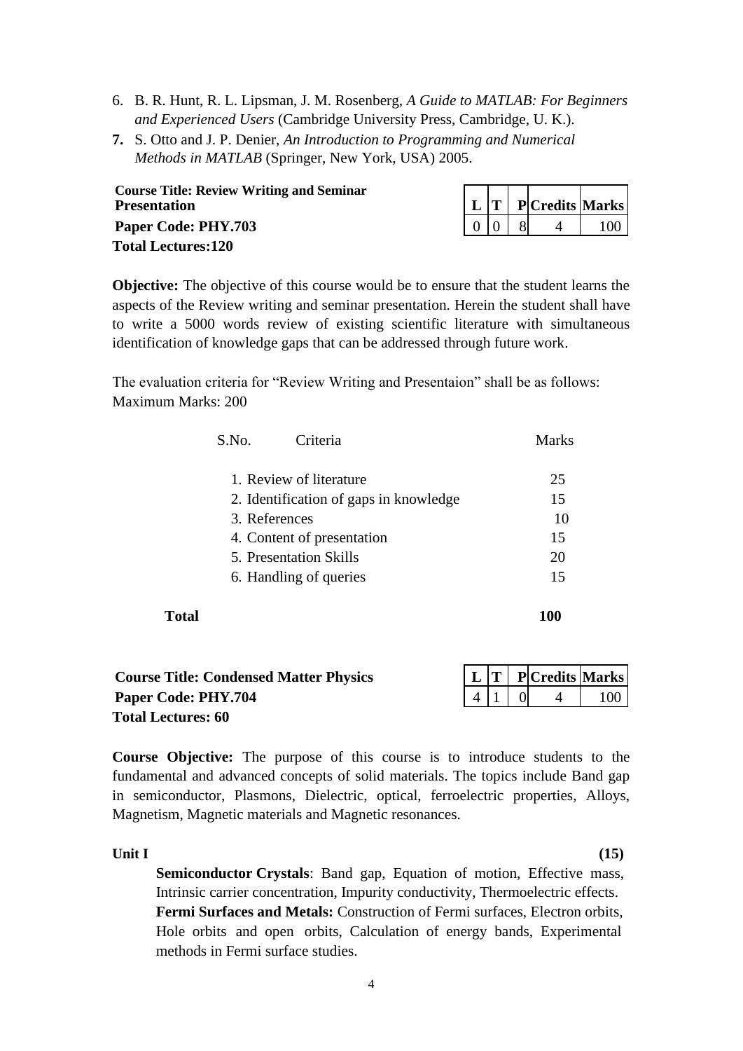6. B. R. Hunt, R. L. Lipsman, J. M. Rosenberg, *A Guide to MATLAB: For Beginners and Experienced Users* (Cambridge University Press, Cambridge, U. K.).
7. S. Otto and J. P. Denier, *An Introduction to Programming and Numerical Methods in MATLAB* (Springer, New York, USA) 2005.

**Course Title: Review Writing and Seminar Presentation**
**Paper Code: PHY.703**
**Total Lectures:120**

| L | T | P | Credits | Marks |
|---|---|---|---|---|
| 0 | 0 | 8 | 4 | 100 |

**Objective:** The objective of this course would be to ensure that the student learns the aspects of the Review writing and seminar presentation. Herein the student shall have to write a 5000 words review of existing scientific literature with simultaneous identification of knowledge gaps that can be addressed through future work.

The evaluation criteria for "Review Writing and Presentaion" shall be as follows:
Maximum Marks: 200

| S.No. | Criteria | Marks |
|---|---|---|
| 1. | Review of literature | 25 |
| 2. | Identification of gaps in knowledge | 15 |
| 3. | References | 10 |
| 4. | Content of presentation | 15 |
| 5. | Presentation Skills | 20 |
| 6. | Handling of queries | 15 |
| **Total** | | **100** |

**Course Title: Condensed Matter Physics**
**Paper Code: PHY.704**
**Total Lectures: 60**

| L | T | P | Credits | Marks |
|---|---|---|---|---|
| 4 | 1 | 0 | 4 | 100 |

**Course Objective:** The purpose of this course is to introduce students to the fundamental and advanced concepts of solid materials. The topics include Band gap in semiconductor, Plasmons, Dielectric, optical, ferroelectric properties, Alloys, Magnetism, Magnetic materials and Magnetic resonances.

**Unit I** **(15)**

**Semiconductor Crystals**: Band gap, Equation of motion, Effective mass, Intrinsic carrier concentration, Impurity conductivity, Thermoelectric effects.
**Fermi Surfaces and Metals:** Construction of Fermi surfaces, Electron orbits, Hole orbits and open orbits, Calculation of energy bands, Experimental methods in Fermi surface studies.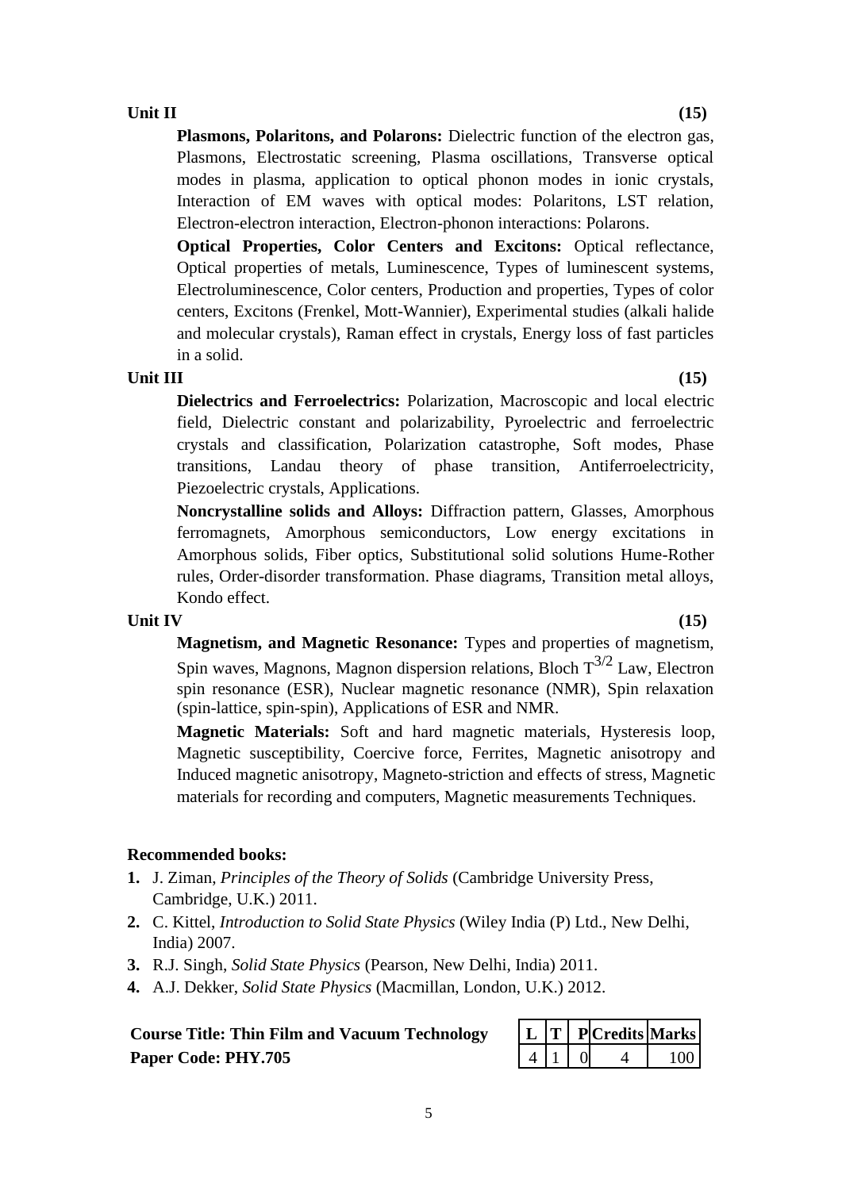**Unit II** **(15)**

**Plasmons, Polaritons, and Polarons:** Dielectric function of the electron gas, Plasmons, Electrostatic screening, Plasma oscillations, Transverse optical modes in plasma, application to optical phonon modes in ionic crystals, Interaction of EM waves with optical modes: Polaritons, LST relation, Electron-electron interaction, Electron-phonon interactions: Polarons.

**Optical Properties, Color Centers and Excitons:** Optical reflectance, Optical properties of metals, Luminescence, Types of luminescent systems, Electroluminescence, Color centers, Production and properties, Types of color centers, Excitons (Frenkel, Mott-Wannier), Experimental studies (alkali halide and molecular crystals), Raman effect in crystals, Energy loss of fast particles in a solid.

**Unit III** **(15)**

**Dielectrics and Ferroelectrics:** Polarization, Macroscopic and local electric field, Dielectric constant and polarizability, Pyroelectric and ferroelectric crystals and classification, Polarization catastrophe, Soft modes, Phase transitions, Landau theory of phase transition, Antiferroelectricity, Piezoelectric crystals, Applications.

**Noncrystalline solids and Alloys:** Diffraction pattern, Glasses, Amorphous ferromagnets, Amorphous semiconductors, Low energy excitations in Amorphous solids, Fiber optics, Substitutional solid solutions Hume-Rother rules, Order-disorder transformation. Phase diagrams, Transition metal alloys, Kondo effect.

**Unit IV** **(15)**

**Magnetism, and Magnetic Resonance:** Types and properties of magnetism, Spin waves, Magnons, Magnon dispersion relations, Bloch $T^{3/2}$ Law, Electron spin resonance (ESR), Nuclear magnetic resonance (NMR), Spin relaxation (spin-lattice, spin-spin), Applications of ESR and NMR.

**Magnetic Materials:** Soft and hard magnetic materials, Hysteresis loop, Magnetic susceptibility, Coercive force, Ferrites, Magnetic anisotropy and Induced magnetic anisotropy, Magneto-striction and effects of stress, Magnetic materials for recording and computers, Magnetic measurements Techniques.

**Recommended books:**

1. J. Ziman, *Principles of the Theory of Solids* (Cambridge University Press, Cambridge, U.K.) 2011.
2. C. Kittel, *Introduction to Solid State Physics* (Wiley India (P) Ltd., New Delhi, India) 2007.
3. R.J. Singh, *Solid State Physics* (Pearson, New Delhi, India) 2011.
4. A.J. Dekker, *Solid State Physics* (Macmillan, London, U.K.) 2012.

**Course Title: Thin Film and Vacuum Technology**
**Paper Code: PHY.705**

| L | T | P | Credits | Marks |
|---|---|---|---|---|
| 4 | 1 | 0 | 4 | 100 |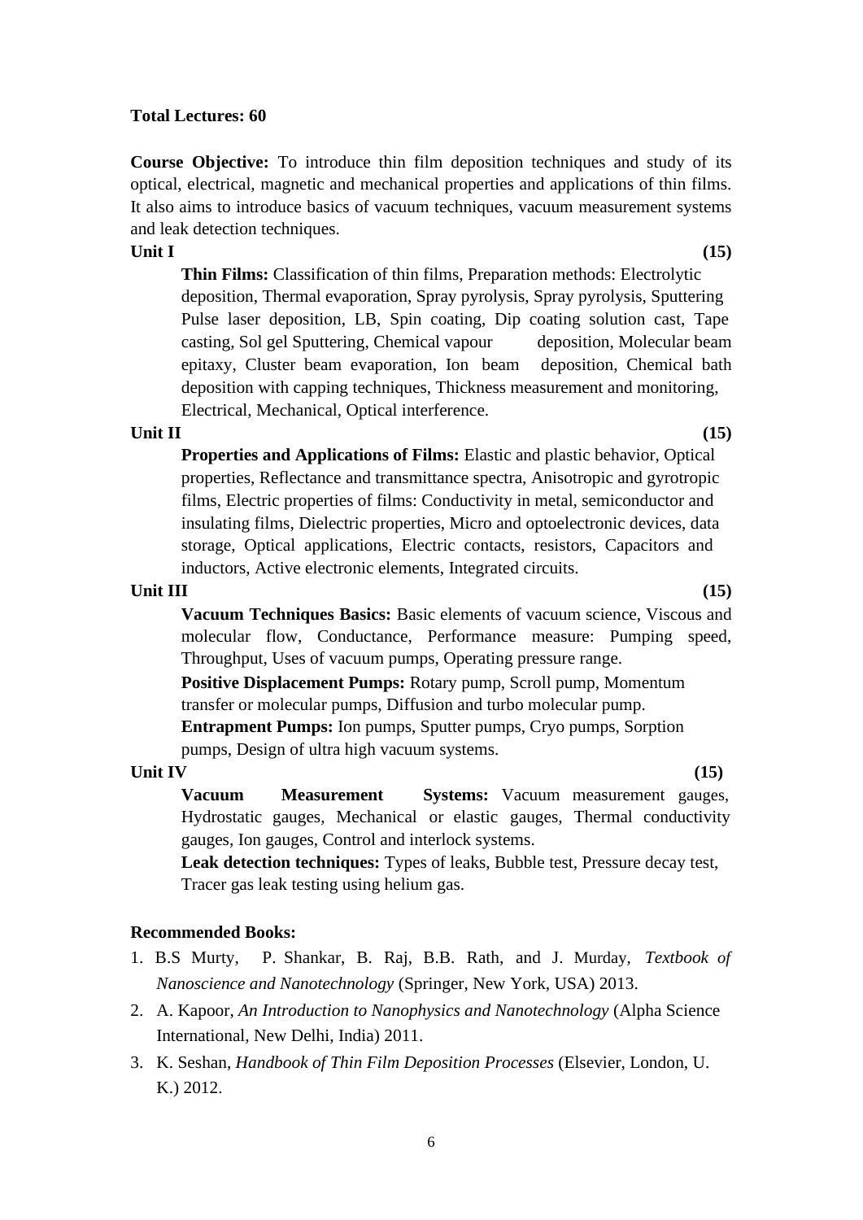**Total Lectures: 60**

**Course Objective:** To introduce thin film deposition techniques and study of its optical, electrical, magnetic and mechanical properties and applications of thin films. It also aims to introduce basics of vacuum techniques, vacuum measurement systems and leak detection techniques.

**Unit I (15)**

**Thin Films:** Classification of thin films, Preparation methods: Electrolytic deposition, Thermal evaporation, Spray pyrolysis, Spray pyrolysis, Sputtering Pulse laser deposition, LB, Spin coating, Dip coating solution cast, Tape casting, Sol gel Sputtering, Chemical vapour deposition, Molecular beam epitaxy, Cluster beam evaporation, Ion beam deposition, Chemical bath deposition with capping techniques, Thickness measurement and monitoring, Electrical, Mechanical, Optical interference.

**Unit II (15)**

**Properties and Applications of Films:** Elastic and plastic behavior, Optical properties, Reflectance and transmittance spectra, Anisotropic and gyrotropic films, Electric properties of films: Conductivity in metal, semiconductor and insulating films, Dielectric properties, Micro and optoelectronic devices, data storage, Optical applications, Electric contacts, resistors, Capacitors and inductors, Active electronic elements, Integrated circuits.

**Unit III (15)**

**Vacuum Techniques Basics:** Basic elements of vacuum science, Viscous and molecular flow, Conductance, Performance measure: Pumping speed, Throughput, Uses of vacuum pumps, Operating pressure range.

**Positive Displacement Pumps:** Rotary pump, Scroll pump, Momentum transfer or molecular pumps, Diffusion and turbo molecular pump.

**Entrapment Pumps:** Ion pumps, Sputter pumps, Cryo pumps, Sorption pumps, Design of ultra high vacuum systems.

**Unit IV (15)**

**Vacuum Measurement Systems:** Vacuum measurement gauges, Hydrostatic gauges, Mechanical or elastic gauges, Thermal conductivity gauges, Ion gauges, Control and interlock systems.

**Leak detection techniques:** Types of leaks, Bubble test, Pressure decay test, Tracer gas leak testing using helium gas.

**Recommended Books:**

1. B.S Murty, P. Shankar, B. Raj, B.B. Rath, and J. Murday, *Textbook of Nanoscience and Nanotechnology* (Springer, New York, USA) 2013.
2. A. Kapoor, *An Introduction to Nanophysics and Nanotechnology* (Alpha Science International, New Delhi, India) 2011.
3. K. Seshan, *Handbook of Thin Film Deposition Processes* (Elsevier, London, U. K.) 2012.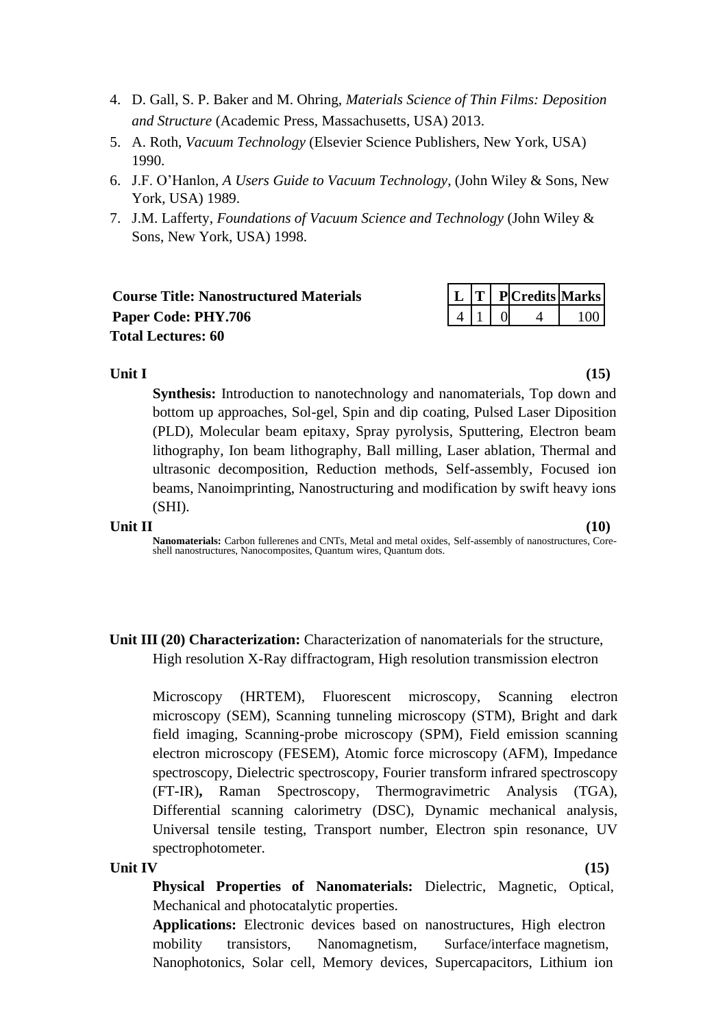4. D. Gall, S. P. Baker and M. Ohring, *Materials Science of Thin Films: Deposition and Structure* (Academic Press, Massachusetts, USA) 2013.
5. A. Roth, *Vacuum Technology* (Elsevier Science Publishers, New York, USA) 1990.
6. J.F. O'Hanlon, *A Users Guide to Vacuum Technology*, (John Wiley & Sons, New York, USA) 1989.
7. J.M. Lafferty, *Foundations of Vacuum Science and Technology* (John Wiley & Sons, New York, USA) 1998.

**Course Title: Nanostructured Materials**
**Paper Code: PHY.706**
**Total Lectures: 60**

| L | T | P | Credits | Marks |
|---|---|---|---|---|
| 4 | 1 | 0 | 4 | 100 |

**Unit I** **(15)**

**Synthesis:** Introduction to nanotechnology and nanomaterials, Top down and bottom up approaches, Sol-gel, Spin and dip coating, Pulsed Laser Diposition (PLD), Molecular beam epitaxy, Spray pyrolysis, Sputtering, Electron beam lithography, Ion beam lithography, Ball milling, Laser ablation, Thermal and ultrasonic decomposition, Reduction methods, Self-assembly, Focused ion beams, Nanoimprinting, Nanostructuring and modification by swift heavy ions (SHI).

**Unit II** **(10)**

**Nanomaterials:** Carbon fullerenes and CNTs, Metal and metal oxides, Self-assembly of nanostructures, Core-shell nanostructures, Nanocomposites, Quantum wires, Quantum dots.

**Unit III (20) Characterization:** Characterization of nanomaterials for the structure, High resolution X-Ray diffractogram, High resolution transmission electron

Microscopy (HRTEM), Fluorescent microscopy, Scanning electron microscopy (SEM), Scanning tunneling microscopy (STM), Bright and dark field imaging, Scanning-probe microscopy (SPM), Field emission scanning electron microscopy (FESEM), Atomic force microscopy (AFM), Impedance spectroscopy, Dielectric spectroscopy, Fourier transform infrared spectroscopy (FT-IR), Raman Spectroscopy, Thermogravimetric Analysis (TGA), Differential scanning calorimetry (DSC), Dynamic mechanical analysis, Universal tensile testing, Transport number, Electron spin resonance, UV spectrophotometer.

**Unit IV** **(15)**

**Physical Properties of Nanomaterials:** Dielectric, Magnetic, Optical, Mechanical and photocatalytic properties.

**Applications:** Electronic devices based on nanostructures, High electron mobility transistors, Nanomagnetism, Surface/interface magnetism, Nanophotonics, Solar cell, Memory devices, Supercapacitors, Lithium ion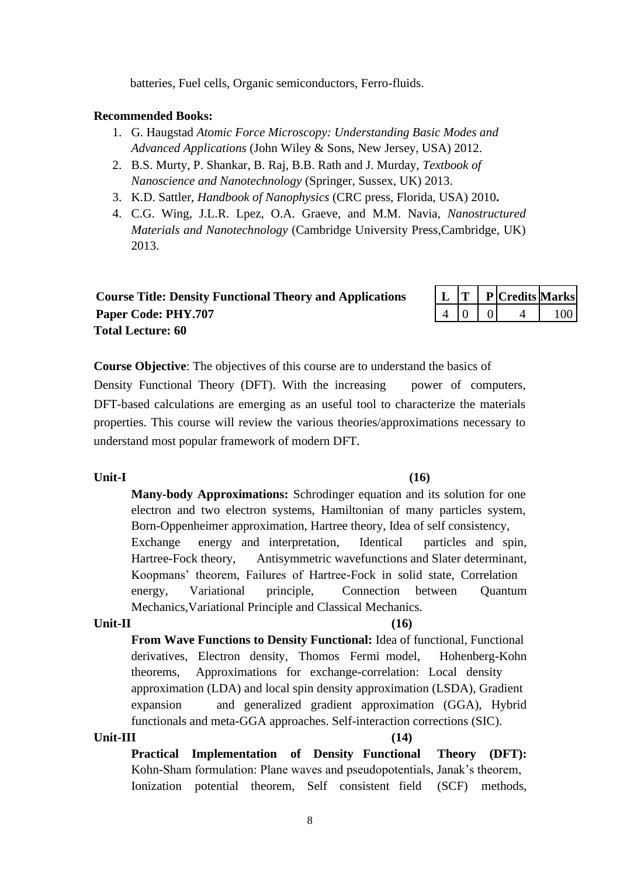batteries, Fuel cells, Organic semiconductors, Ferro-fluids.

**Recommended Books:**

1. G. Haugstad *Atomic Force Microscopy: Understanding Basic Modes and Advanced Applications* (John Wiley & Sons, New Jersey, USA) 2012.
2. B.S. Murty, P. Shankar, B. Raj, B.B. Rath and J. Murday, *Textbook of Nanoscience and Nanotechnology* (Springer, Sussex, UK) 2013.
3. K.D. Sattler, *Handbook of Nanophysics* (CRC press, Florida, USA) 2010**.**
4. C.G. Wing, J.L.R. Lpez, O.A. Graeve, and M.M. Navia, *Nanostructured Materials and Nanotechnology* (Cambridge University Press,Cambridge, UK) 2013.

**Course Title: Density Functional Theory and Applications**
**Paper Code: PHY.707**
**Total Lecture: 60**

| L | T | P | Credits | Marks |
|---|---|---|---|---|
| 4 | 0 | 0 | 4 | 100 |

**Course Objective**: The objectives of this course are to understand the basics of Density Functional Theory (DFT). With the increasing power of computers, DFT-based calculations are emerging as an useful tool to characterize the materials properties. This course will review the various theories/approximations necessary to understand most popular framework of modern DFT.

**Unit-I (16)**

**Many-body Approximations:** Schrodinger equation and its solution for one electron and two electron systems, Hamiltonian of many particles system, Born-Oppenheimer approximation, Hartree theory, Idea of self consistency, Exchange energy and interpretation, Identical particles and spin, Hartree-Fock theory, Antisymmetric wavefunctions and Slater determinant, Koopmans' theorem, Failures of Hartree-Fock in solid state, Correlation energy, Variational principle, Connection between Quantum Mechanics,Variational Principle and Classical Mechanics.

**Unit-II (16)**

**From Wave Functions to Density Functional:** Idea of functional, Functional derivatives, Electron density, Thomos Fermi model, Hohenberg-Kohn theorems, Approximations for exchange-correlation: Local density approximation (LDA) and local spin density approximation (LSDA), Gradient expansion and generalized gradient approximation (GGA), Hybrid functionals and meta-GGA approaches. Self-interaction corrections (SIC).

**Unit-III (14)**

**Practical Implementation of Density Functional Theory (DFT):** Kohn-Sham formulation: Plane waves and pseudopotentials, Janak's theorem, Ionization potential theorem, Self consistent field (SCF) methods,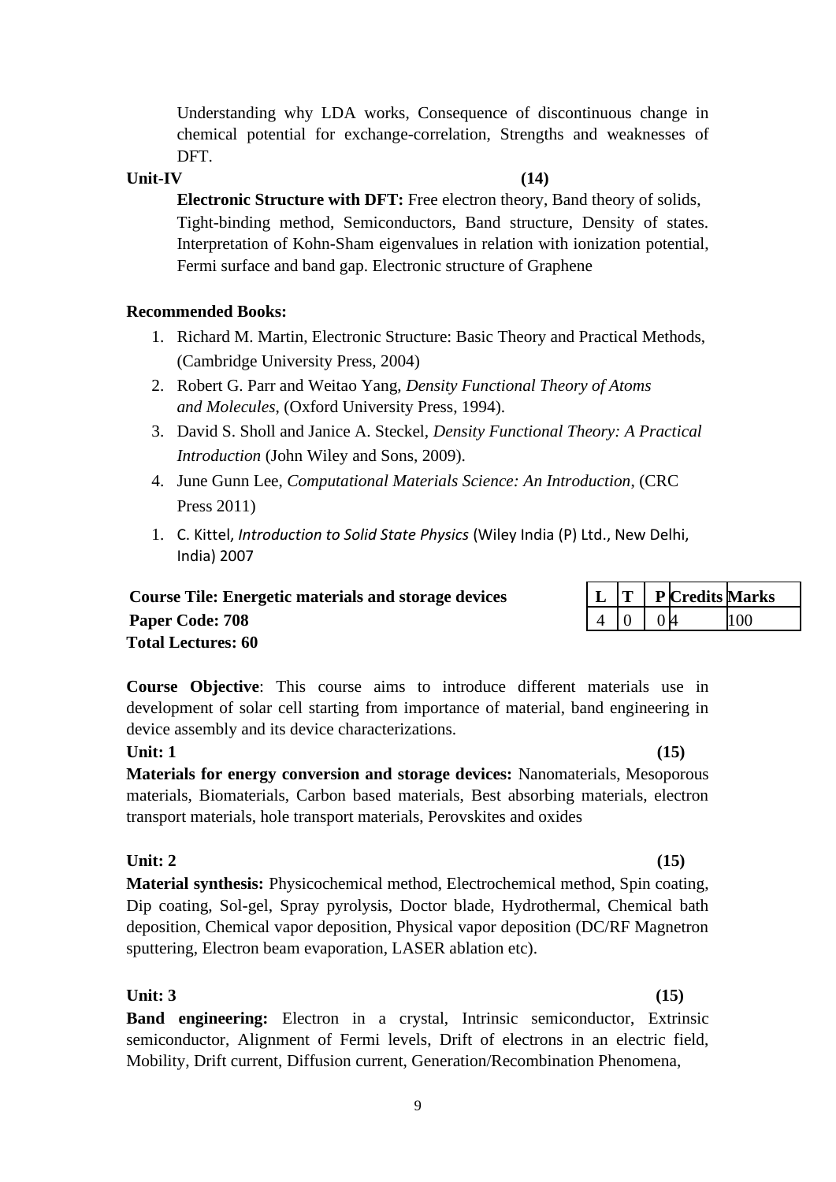Understanding why LDA works, Consequence of discontinuous change in chemical potential for exchange-correlation, Strengths and weaknesses of DFT.

**Unit-IV (14)**

**Electronic Structure with DFT:** Free electron theory, Band theory of solids, Tight-binding method, Semiconductors, Band structure, Density of states. Interpretation of Kohn-Sham eigenvalues in relation with ionization potential, Fermi surface and band gap. Electronic structure of Graphene

**Recommended Books:**

1. Richard M. Martin, Electronic Structure: Basic Theory and Practical Methods, (Cambridge University Press, 2004)
2. Robert G. Parr and Weitao Yang, *Density Functional Theory of Atoms and Molecules*, (Oxford University Press, 1994).
3. David S. Sholl and Janice A. Steckel, *Density Functional Theory: A Practical Introduction* (John Wiley and Sons, 2009).
4. June Gunn Lee, *Computational Materials Science: An Introduction*, (CRC Press 2011)
1. C. Kittel, *Introduction to Solid State Physics* (Wiley India (P) Ltd., New Delhi, India) 2007

**Course Tile: Energetic materials and storage devices**
**Paper Code: 708**
**Total Lectures: 60**

| L | T | P | Credits | Marks |
|---|---|---|---|---|
| 4 | 0 | 0 | 4 | 100 |

**Course Objective**: This course aims to introduce different materials use in development of solar cell starting from importance of material, band engineering in device assembly and its device characterizations.

**Unit: 1 (15)**

**Materials for energy conversion and storage devices:** Nanomaterials, Mesoporous materials, Biomaterials, Carbon based materials, Best absorbing materials, electron transport materials, hole transport materials, Perovskites and oxides

**Unit: 2 (15)**

**Material synthesis:** Physicochemical method, Electrochemical method, Spin coating, Dip coating, Sol-gel, Spray pyrolysis, Doctor blade, Hydrothermal, Chemical bath deposition, Chemical vapor deposition, Physical vapor deposition (DC/RF Magnetron sputtering, Electron beam evaporation, LASER ablation etc).

**Unit: 3 (15)**

**Band engineering:** Electron in a crystal, Intrinsic semiconductor, Extrinsic semiconductor, Alignment of Fermi levels, Drift of electrons in an electric field, Mobility, Drift current, Diffusion current, Generation/Recombination Phenomena,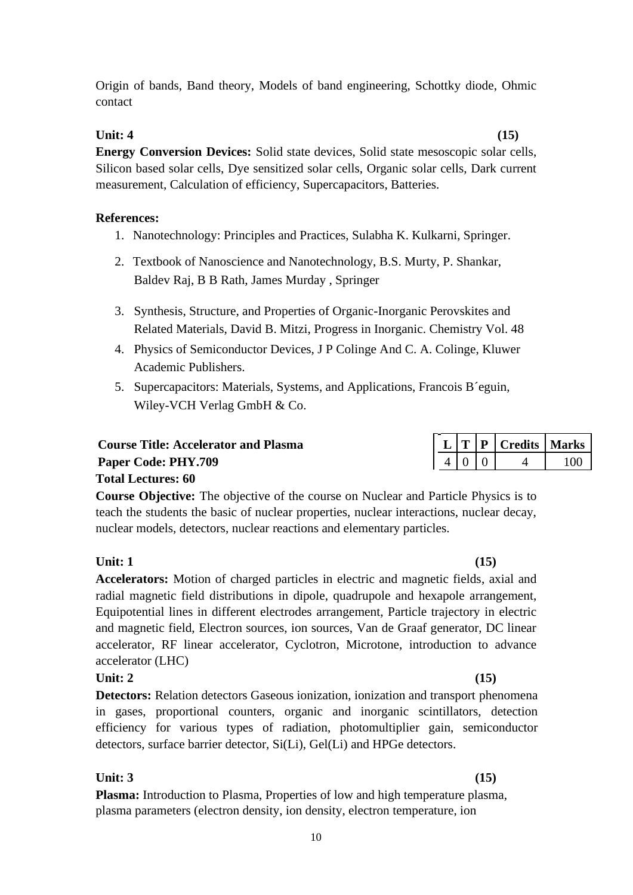Origin of bands, Band theory, Models of band engineering, Schottky diode, Ohmic contact

**Unit: 4 (15)**

**Energy Conversion Devices:** Solid state devices, Solid state mesoscopic solar cells, Silicon based solar cells, Dye sensitized solar cells, Organic solar cells, Dark current measurement, Calculation of efficiency, Supercapacitors, Batteries.

**References:**

1. Nanotechnology: Principles and Practices, Sulabha K. Kulkarni, Springer.
2. Textbook of Nanoscience and Nanotechnology, B.S. Murty, P. Shankar, Baldev Raj, B B Rath, James Murday , Springer
3. Synthesis, Structure, and Properties of Organic-Inorganic Perovskites and Related Materials, David B. Mitzi, Progress in Inorganic. Chemistry Vol. 48
4. Physics of Semiconductor Devices, J P Colinge And C. A. Colinge, Kluwer Academic Publishers.
5. Supercapacitors: Materials, Systems, and Applications, Francois B´eguin, Wiley-VCH Verlag GmbH & Co.

**Course Title: Accelerator and Plasma**
**Paper Code: PHY.709**
**Total Lectures: 60**

| L | T | P | Credits | Marks |
|---|---|---|---|---|
| 4 | 0 | 0 | 4 | 100 |

**Course Objective:** The objective of the course on Nuclear and Particle Physics is to teach the students the basic of nuclear properties, nuclear interactions, nuclear decay, nuclear models, detectors, nuclear reactions and elementary particles.

**Unit: 1 (15)**

**Accelerators:** Motion of charged particles in electric and magnetic fields, axial and radial magnetic field distributions in dipole, quadrupole and hexapole arrangement, Equipotential lines in different electrodes arrangement, Particle trajectory in electric and magnetic field, Electron sources, ion sources, Van de Graaf generator, DC linear accelerator, RF linear accelerator, Cyclotron, Microtone, introduction to advance accelerator (LHC)

**Unit: 2 (15)**

**Detectors:** Relation detectors Gaseous ionization, ionization and transport phenomena in gases, proportional counters, organic and inorganic scintillators, detection efficiency for various types of radiation, photomultiplier gain, semiconductor detectors, surface barrier detector, Si(Li), Gel(Li) and HPGe detectors.

**Unit: 3 (15)**

**Plasma:** Introduction to Plasma, Properties of low and high temperature plasma, plasma parameters (electron density, ion density, electron temperature, ion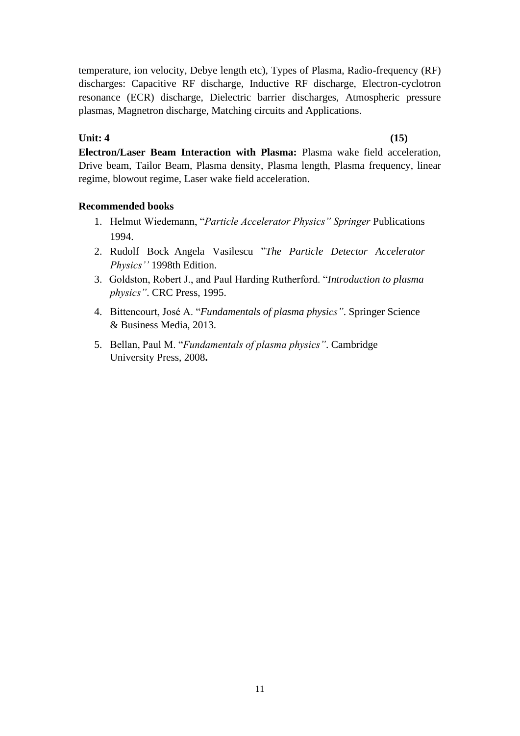temperature, ion velocity, Debye length etc), Types of Plasma, Radio-frequency (RF) discharges: Capacitive RF discharge, Inductive RF discharge, Electron-cyclotron resonance (ECR) discharge, Dielectric barrier discharges, Atmospheric pressure plasmas, Magnetron discharge, Matching circuits and Applications.

**Unit: 4** **(15)**

**Electron/Laser Beam Interaction with Plasma:** Plasma wake field acceleration, Drive beam, Tailor Beam, Plasma density, Plasma length, Plasma frequency, linear regime, blowout regime, Laser wake field acceleration.

**Recommended books**

1. Helmut Wiedemann, "*Particle Accelerator Physics" Springer* Publications 1994.
2. Rudolf Bock Angela Vasilescu "*The Particle Detector Accelerator Physics''* 1998th Edition.
3. Goldston, Robert J., and Paul Harding Rutherford. "*Introduction to plasma physics"*. CRC Press, 1995.
4. Bittencourt, José A. "*Fundamentals of plasma physics"*. Springer Science & Business Media, 2013.
5. Bellan, Paul M. "*Fundamentals of plasma physics"*. Cambridge University Press, 2008**.**